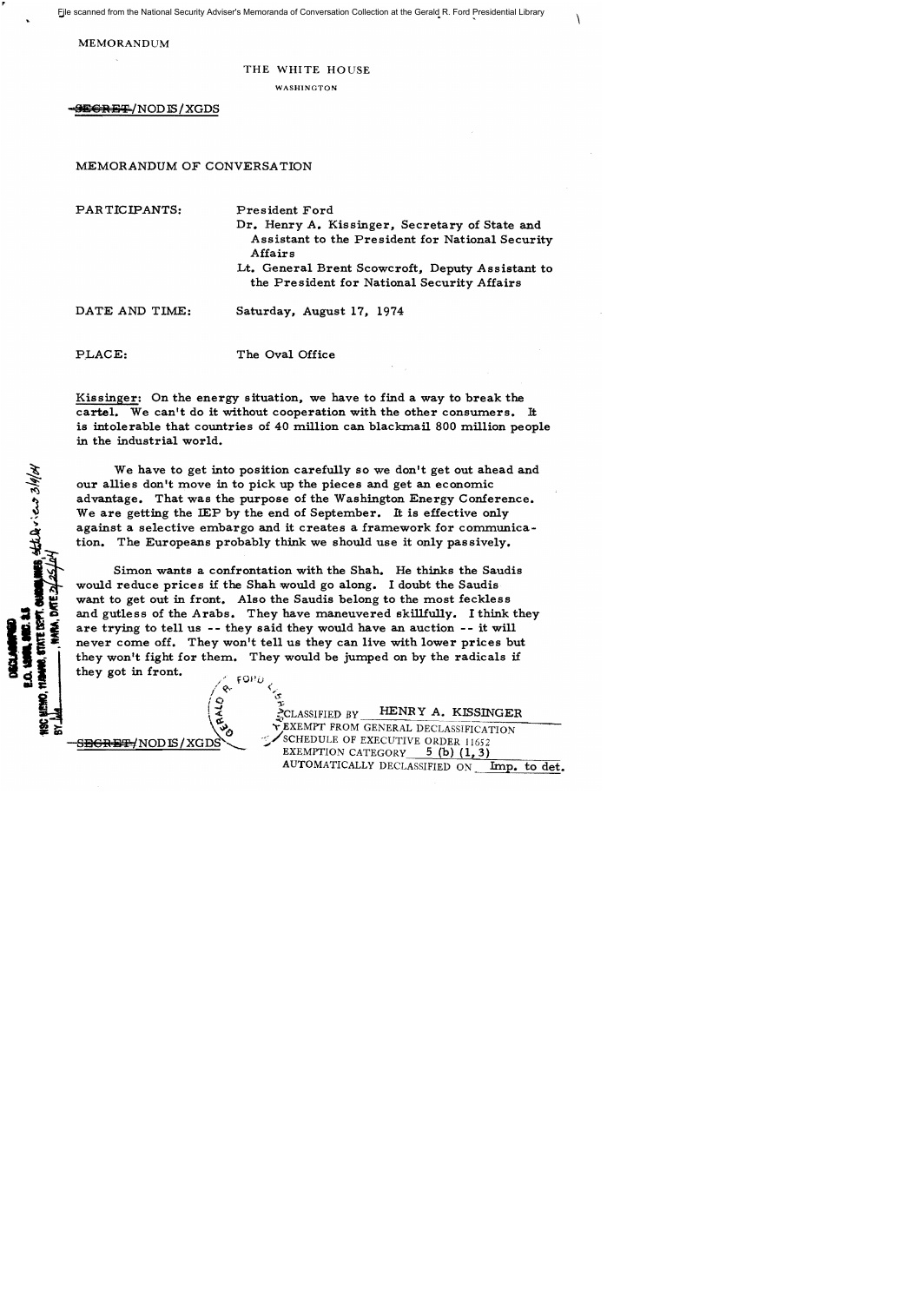MEMORANDUM

THE WHITE HOUSE

WASHINGTON

~~SECRET~~/NODIS/XGDS

MEMORANDUM OF CONVERSATION

PARTICIPANTS: President Ford
Dr. Henry A. Kissinger, Secretary of State and Assistant to the President for National Security Affairs
Lt. General Brent Scowcroft, Deputy Assistant to the President for National Security Affairs

DATE AND TIME: Saturday, August 17, 1974

PLACE: The Oval Office

Kissinger: On the energy situation, we have to find a way to break the cartel. We can't do it without cooperation with the other consumers. It is intolerable that countries of 40 million can blackmail 800 million people in the industrial world.

We have to get into position carefully so we don't get out ahead and our allies don't move in to pick up the pieces and get an economic advantage. That was the purpose of the Washington Energy Conference. We are getting the IEP by the end of September. It is effective only against a selective embargo and it creates a framework for communication. The Europeans probably think we should use it only passively.

Simon wants a confrontation with the Shah. He thinks the Saudis would reduce prices if the Shah would go along. I doubt the Saudis want to get out in front. Also the Saudis belong to the most feckless and gutless of the Arabs. They have maneuvered skillfully. I think they are trying to tell us -- they said they would have an auction -- it will never come off. They won't tell us they can live with lower prices but they won't fight for them. They would be jumped on by the radicals if they got in front.

~~SECRET~~/NODIS/XGDS

CLASSIFIED BY HENRY A. KISSINGER
EXEMPT FROM GENERAL DECLASSIFICATION SCHEDULE OF EXECUTIVE ORDER 11652
EXEMPTION CATEGORY 5 (b) (1, 3)
AUTOMATICALLY DECLASSIFIED ON Imp. to det.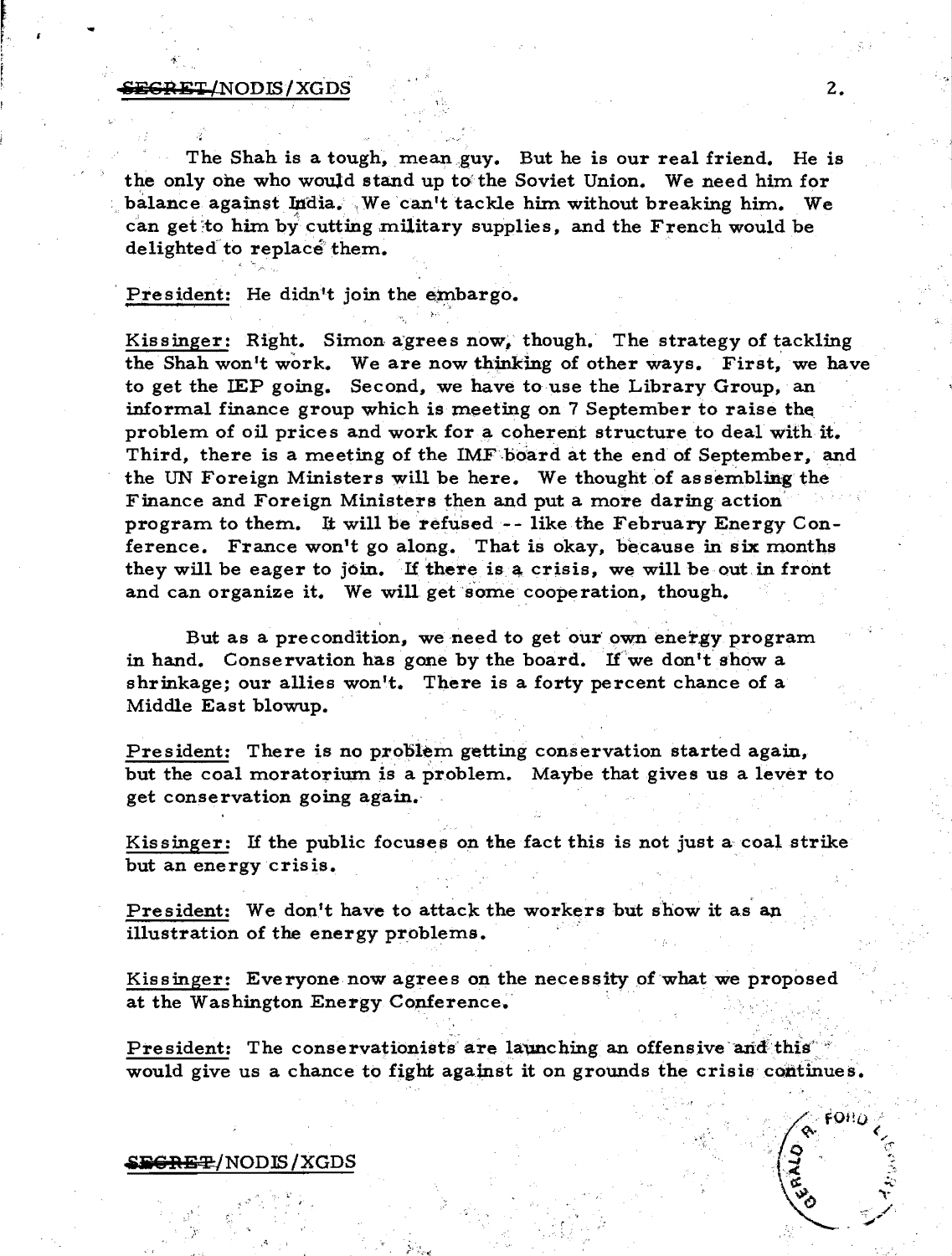The Shah is a tough, mean guy. But he is our real friend. He is the only one who would stand up to the Soviet Union. We need him for balance against India. We can't tackle him without breaking him. We can get to him by cutting military supplies, and the French would be delighted to replace them.

President: He didn't join the embargo.

Kissinger: Right. Simon agrees now, though. The strategy of tackling the Shah won't work. We are now thinking of other ways. First, we have to get the IEP going. Second, we have to use the Library Group, an informal finance group which is meeting on 7 September to raise the problem of oil prices and work for a coherent structure to deal with it. Third, there is a meeting of the IMF board at the end of September, and the UN Foreign Ministers will be here. We thought of assembling the Finance and Foreign Ministers then and put a more daring action program to them. It will be refused -- like the February Energy Conference. France won't go along. That is okay, because in six months they will be eager to join. If there is a crisis, we will be out in front and can organize it. We will get some cooperation, though.

But as a precondition, we need to get our own energy program in hand. Conservation has gone by the board. If we don't show a shrinkage; our allies won't. There is a forty percent chance of a Middle East blowup.

President: There is no problem getting conservation started again, but the coal moratorium is a problem. Maybe that gives us a lever to get conservation going again.

Kissinger: If the public focuses on the fact this is not just a coal strike but an energy crisis.

President: We don't have to attack the workers but show it as an illustration of the energy problems.

Kissinger: Everyone now agrees on the necessity of what we proposed at the Washington Energy Conference.

President: The conservationists are launching an offensive and this would give us a chance to fight against it on grounds the crisis continues.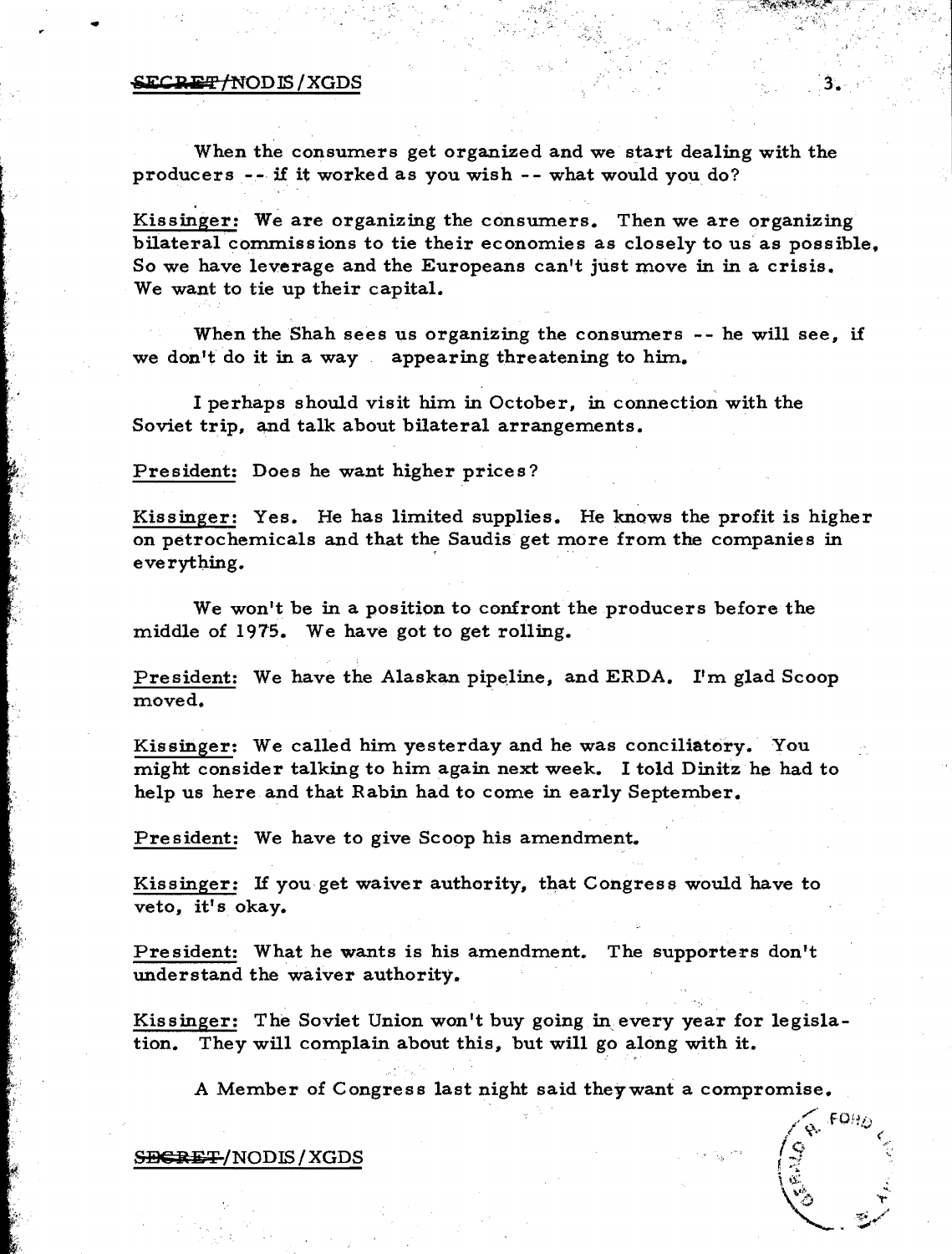When the consumers get organized and we start dealing with the producers -- if it worked as you wish -- what would you do?

Kissinger: We are organizing the consumers. Then we are organizing bilateral commissions to tie their economies as closely to us as possible. So we have leverage and the Europeans can't just move in in a crisis. We want to tie up their capital.

When the Shah sees us organizing the consumers -- he will see, if we don't do it in a way appearing threatening to him.

I perhaps should visit him in October, in connection with the Soviet trip, and talk about bilateral arrangements.

President: Does he want higher prices?

Kissinger: Yes. He has limited supplies. He knows the profit is higher on petrochemicals and that the Saudis get more from the companies in everything.

We won't be in a position to confront the producers before the middle of 1975. We have got to get rolling.

President: We have the Alaskan pipeline, and ERDA. I'm glad Scoop moved.

Kissinger: We called him yesterday and he was conciliatory. You might consider talking to him again next week. I told Dinitz he had to help us here and that Rabin had to come in early September.

President: We have to give Scoop his amendment.

Kissinger: If you get waiver authority, that Congress would have to veto, it's okay.

President: What he wants is his amendment. The supporters don't understand the waiver authority.

Kissinger: The Soviet Union won't buy going in every year for legislation. They will complain about this, but will go along with it.

A Member of Congress last night said they want a compromise.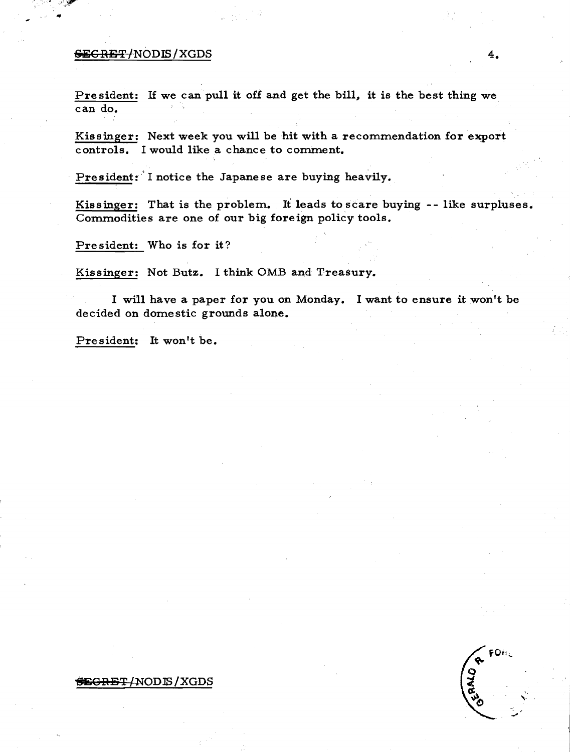President: If we can pull it off and get the bill, it is the best thing we can do.

Kissinger: Next week you will be hit with a recommendation for export controls. I would like a chance to comment.

President: I notice the Japanese are buying heavily.

Kissinger: That is the problem. It leads to scare buying -- like surpluses. Commodities are one of our big foreign policy tools.

President: Who is for it?

Kissinger: Not Butz. I think OMB and Treasury.

I will have a paper for you on Monday. I want to ensure it won't be decided on domestic grounds alone.

President: It won't be.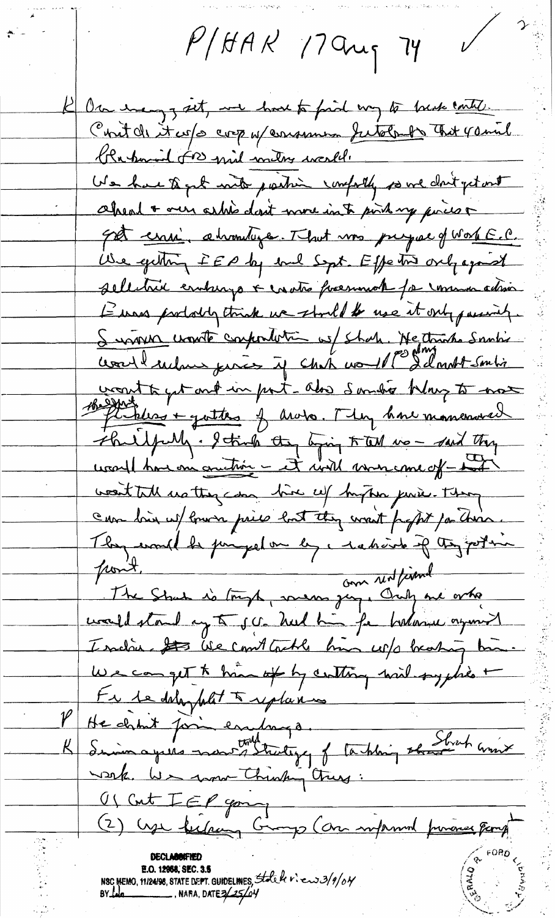P/HAK 17 Aug 74 ✓

K  On energy, yet, we have to find way to break cartel. Can't do it w/o coop w/ consumers. Ireland's that would bankrupt [?] mid-size world.

We have to get into position carefully so we don't get out ahead & our allies don't move in to prick up pieces & get econ. advantage. That was purpose of Wash E.C. We getting IEP by end Sept. Effective only against selective embargo & create framework for common action.

Evans probably think we should be use it only passively.

Simon wants confrontation w/ Shah. He thinks Saudis would reduce prices if Shah would go along. I doubt Saudis want to get out in front - also Saudis play to most [?] the extremes & gutters of Arabs. They have maneuvered skillfully. I think they trying to tell us - said they would have an auction - it will come off - but won't tell us they can live w/ higher price. They can live w/ lower price but they won't fight for them. They would be jumped on by radicals if they got in front.

The Shah is tough, mean guy. Our real friend. Only one who would stand up to S.U. Need him for balance against India. We can't tackle him w/o breaking him. We can get to him by cutting mil. supplies & Fr be delighted to replace us.

P  He didn't join embargo.

K  Simon agrees now that strategy of tackling Shah won't work. We now thinking thus:

(1) Get IEP going

(2) Use Lisbon Group (our informed [?] group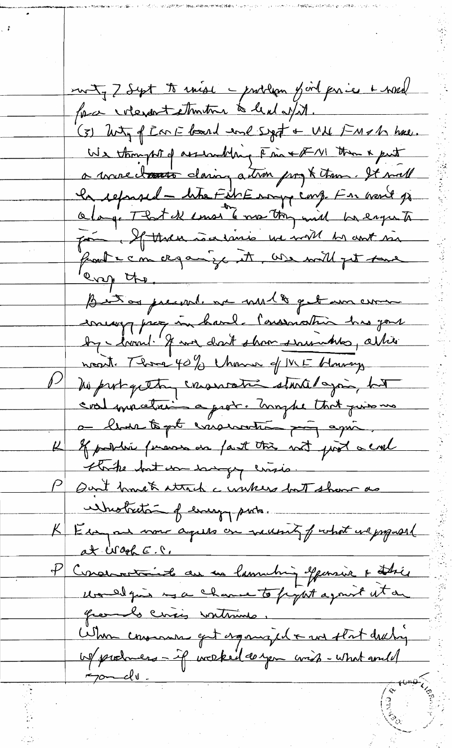mtg 7 Sept to raise – problem of oil prices + need for a relevant structure to deal w/it.

(3) Mtg of E or E board end Sept + UN FM's here. We thought of assembling FM's + FM's there + put a declaration declaring action prog & them. It will be refused – like Fed E energy conf. Fr. won't go along. That ok since on no they will be eager to join. If there is a crisis we will be out in front + can organize it. We will get some energy then.

But as present we need to get an common energy prog in hand. Conservation has gone by – board. If we don't show seriousness, others won't. There 40% chance of ME blowup.

P No pushing conservation started again, but coal moratorium a prob. Maybe that gives us a chance to get conservation going again.

K If public finance on fact this not just a coal strike but an energy crisis.

P Don't want to attack c workers but show as illustration of energy prob.

K Every one now agrees on necessity of what we proposed at Wash E.C.

P Consumers are launching offensive + strikes would give us a chance to fight against it on grounds crisis continues.

When consumers get organized + we start dealing w/producers – if worked as you wish – what would you do.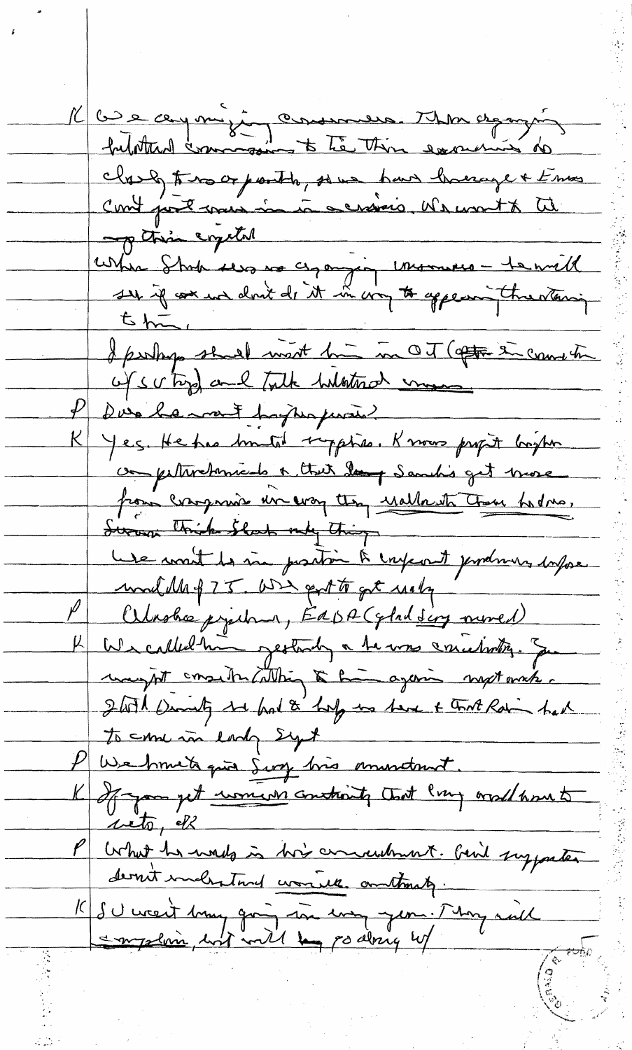K We are organizing consumers. Then organizing bilateral commissions to tie their economies so closely to ours or partly, so we have leverage & Ems can't just move in in a crisis. We want to tie up their capital

When Shah sees us organizing consumers – he will see if we don't do it in way to appear threatening to him.

I perhaps should meet him in OT (after his conversation w/ SU trip) and talk bilateral ~~measures~~

P Does he want higher prices?

K Yes. He has limited supplies. Knows profit higher on petrochemicals & that ~~Saudis~~ Saudis get more from companies in way they reallocate than he does. ~~Simon thinks Shah only thing~~

We want to be in position to confront producers before end [?] of 75. We've got to get ready

P Alaska pipeline, ERDA (glad Scoop moved)

K We called him yesterday & he was conciliatory. You might consider calling to him again next week. I told Dinitz he had to help us here & that Rabin had to come in early Sept

P We have to give Scoop his amendment.

K If you get women's authority that Long would have to veto, etc.

P What he wants is his amendment. Bill supporters don't understand women authority.

K SU won't bring going in any form. They will complain, but will ~~keep~~ go along w/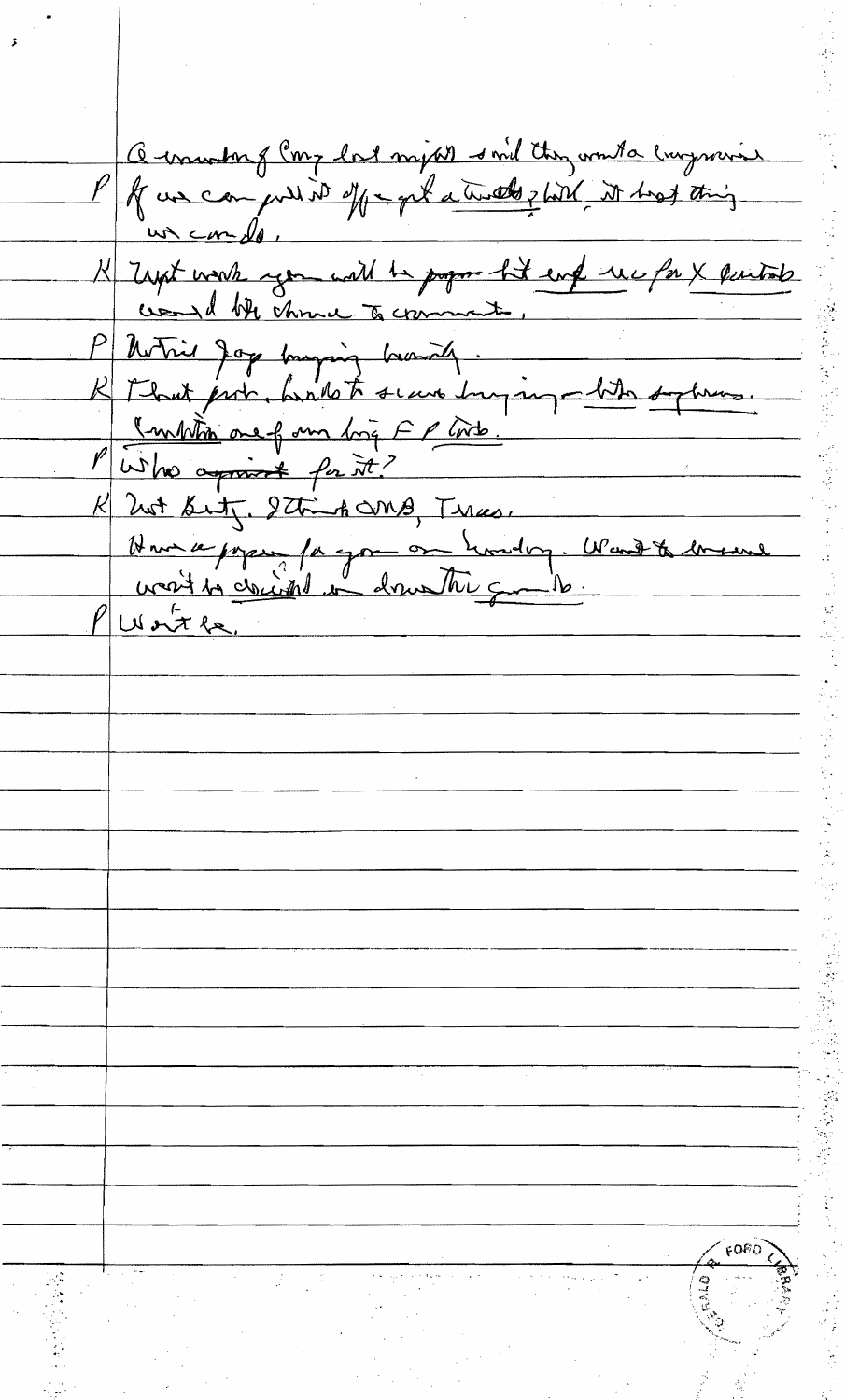A number of Cong last night said they want a Congressional

P If we can pull it off — get a treaty, that the best thing we can do.

K Next week you will be proposed but cuf me for X [?] would be chance to comment.

P Ukraine Jap buying Israeli.

K That [?] Israel buying — [?] [?].

[?] one of our big F P [?].

P Who appointed for it?

K Not [?]. I think OMB, Treas.

Have a paper for you on Monday. Want to ensure won't be decided in down the ground.

P Write.